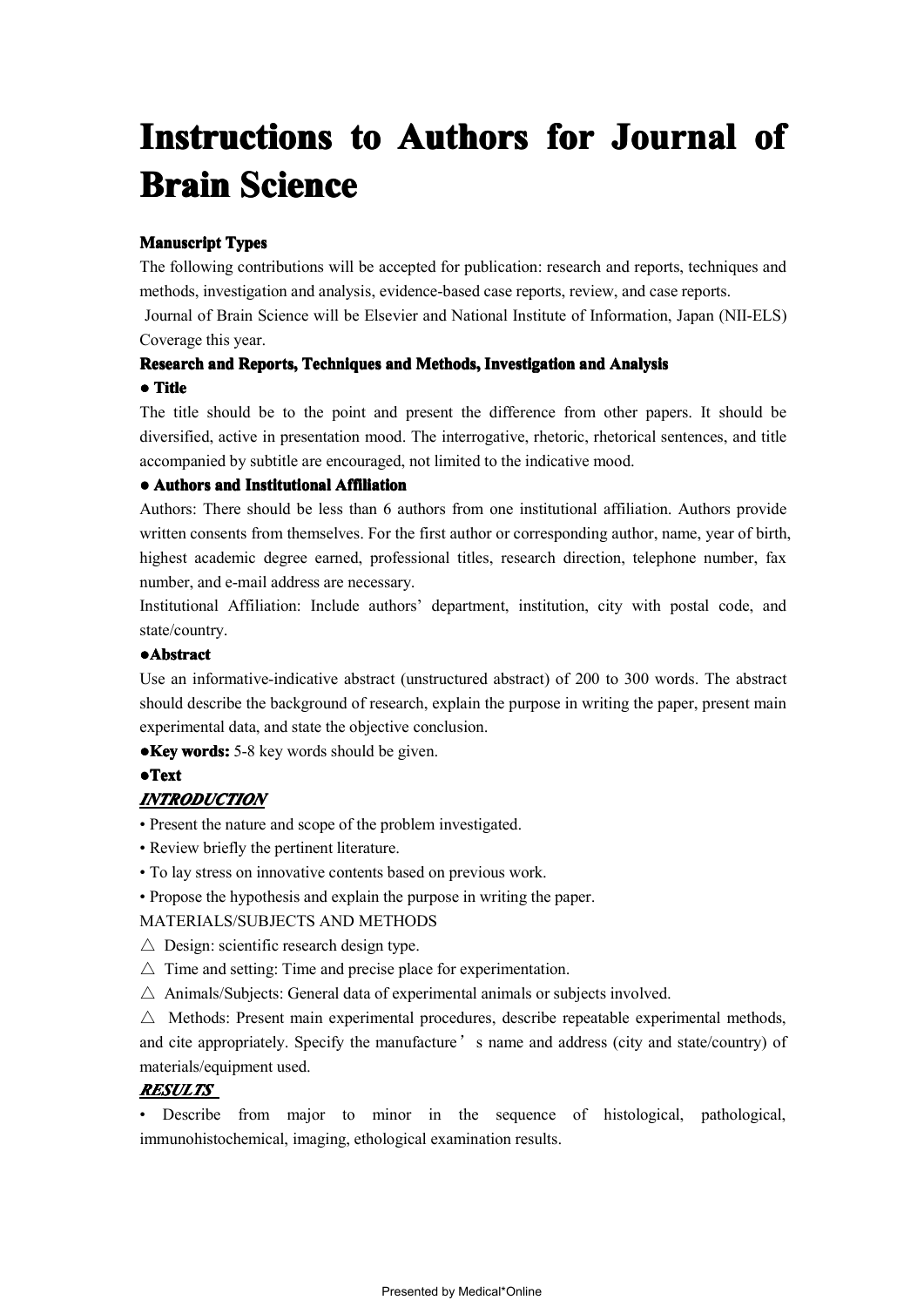# Instructions to Authors for Journal of Brain Science

**Manuscript Types**

The following contributions will be accepted for publication: research and reports, techniques and methods, investigation and analysis, evidence-based case reports, review, and case reports.

Journal of Brain Science will be Elsevier and National Institute of Information, Japan (NII-ELS) Coverage this year.

**Research and Reports, Techniques and Methods, Investigation and Analysis**

**● Title**

The title should be to the point and present the difference from other papers. It should be diversified, active in presentation mood. The interrogative, rhetoric, rhetorical sentences, and title accompanied by subtitle are encouraged, not limited to the indicative mood.

**● Authors and Institutional Affiliation**

Authors: There should be less than 6 authors from one institutional affiliation. Authors provide written consents from themselves. For the first author or corresponding author, name, year of birth, highest academic degree earned, professional titles, research direction, telephone number, fax number, and e-mail address are necessary.

Institutional Affiliation: Include authors' department, institution, city with postal code, and state/country.

**●Abstract**

Use an informative-indicative abstract (unstructured abstract) of 200 to 300 words. The abstract should describe the background of research, explain the purpose in writing the paper, present main experimental data, and state the objective conclusion.

**●Key words:** 5-8 key words should be given.

**●Text**

***INTRODUCTION***

• Present the nature and scope of the problem investigated.
• Review briefly the pertinent literature.
• To lay stress on innovative contents based on previous work.
• Propose the hypothesis and explain the purpose in writing the paper.

MATERIALS/SUBJECTS AND METHODS

△ Design: scientific research design type.

△ Time and setting: Time and precise place for experimentation.

△ Animals/Subjects: General data of experimental animals or subjects involved.

△ Methods: Present main experimental procedures, describe repeatable experimental methods, and cite appropriately. Specify the manufacture' s name and address (city and state/country) of materials/equipment used.

***RESULTS***

• Describe from major to minor in the sequence of histological, pathological, immunohistochemical, imaging, ethological examination results.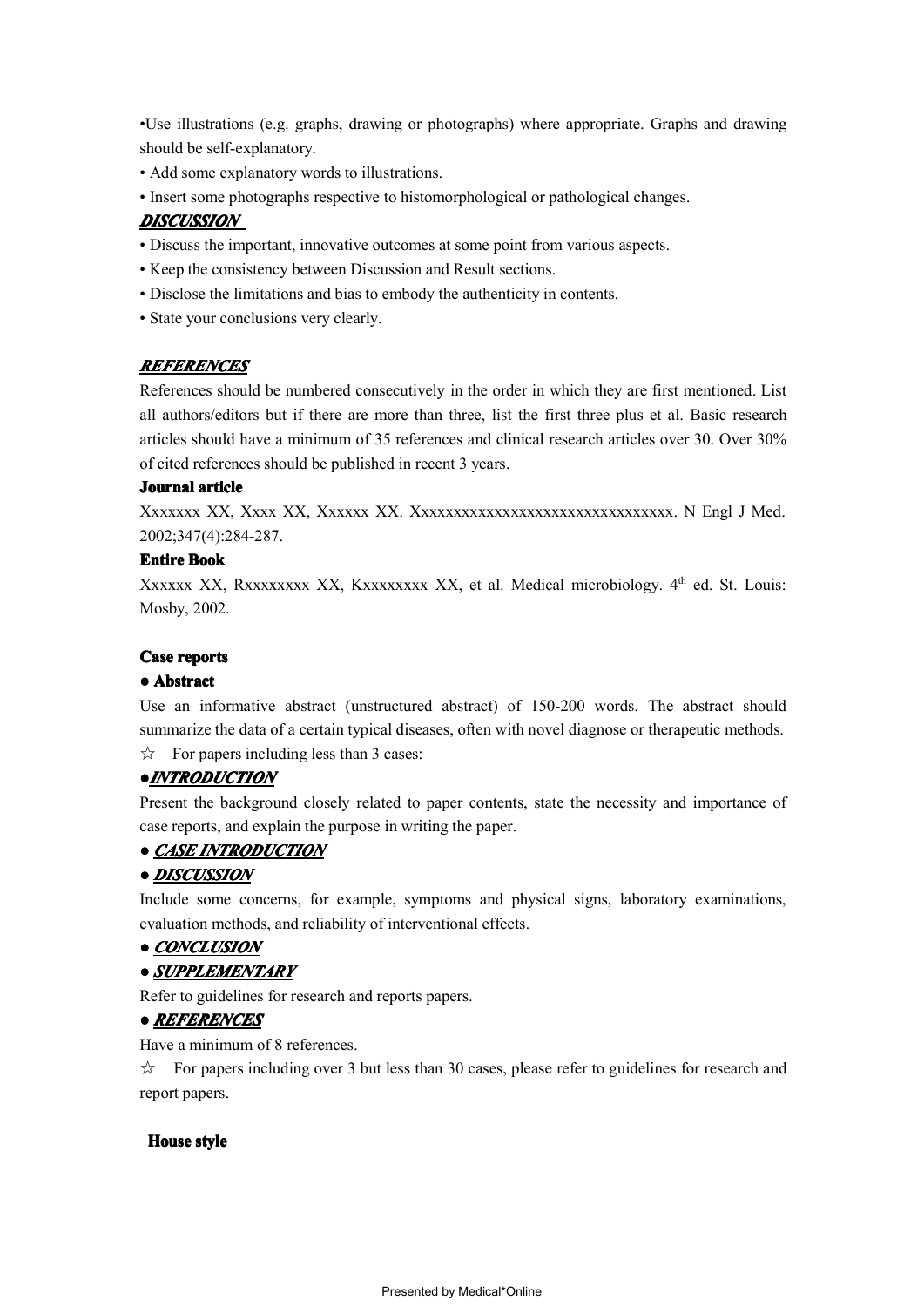•Use illustrations (e.g. graphs, drawing or photographs) where appropriate. Graphs and drawing should be self-explanatory.

• Add some explanatory words to illustrations.

• Insert some photographs respective to histomorphological or pathological changes.

***DISCUSSION***

• Discuss the important, innovative outcomes at some point from various aspects.

• Keep the consistency between Discussion and Result sections.

• Disclose the limitations and bias to embody the authenticity in contents.

• State your conclusions very clearly.

***REFERENCES***

References should be numbered consecutively in the order in which they are first mentioned. List all authors/editors but if there are more than three, list the first three plus et al. Basic research articles should have a minimum of 35 references and clinical research articles over 30. Over 30% of cited references should be published in recent 3 years.

**Journal article**

Xxxxxxx XX, Xxxx XX, Xxxxxx XX. Xxxxxxxxxxxxxxxxxxxxxxxxxxxxxxxxx. N Engl J Med. 2002;347(4):284-287.

**Entire Book**

Xxxxxx XX, Rxxxxxxxx XX, Kxxxxxxxx XX, et al. Medical microbiology. 4th ed. St. Louis: Mosby, 2002.

**Case reports**

**● Abstract**

Use an informative abstract (unstructured abstract) of 150-200 words. The abstract should summarize the data of a certain typical diseases, often with novel diagnose or therapeutic methods.

☆ For papers including less than 3 cases:

***●INTRODUCTION***

Present the background closely related to paper contents, state the necessity and importance of case reports, and explain the purpose in writing the paper.

***● CASE INTRODUCTION***

***● DISCUSSION***

Include some concerns, for example, symptoms and physical signs, laboratory examinations, evaluation methods, and reliability of interventional effects.

***● CONCLUSION***

***● SUPPLEMENTARY***

Refer to guidelines for research and reports papers.

***● REFERENCES***

Have a minimum of 8 references.

☆ For papers including over 3 but less than 30 cases, please refer to guidelines for research and report papers.

**House style**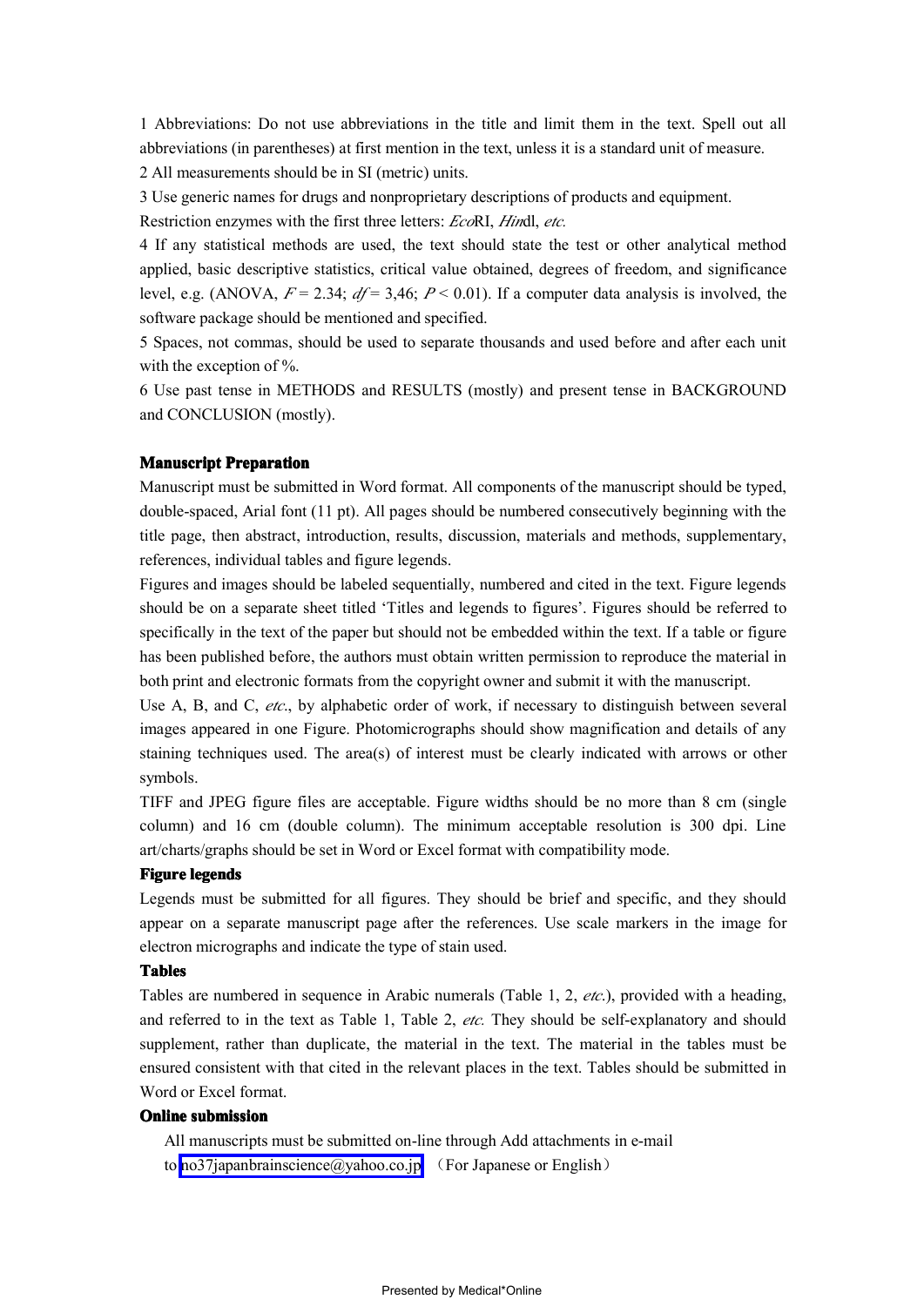1 Abbreviations: Do not use abbreviations in the title and limit them in the text. Spell out all abbreviations (in parentheses) at first mention in the text, unless it is a standard unit of measure.

2 All measurements should be in SI (metric) units.

3 Use generic names for drugs and nonproprietary descriptions of products and equipment. Restriction enzymes with the first three letters: *Eco*RI, *Hin*dl, *etc.*

4 If any statistical methods are used, the text should state the test or other analytical method applied, basic descriptive statistics, critical value obtained, degrees of freedom, and significance level, e.g. (ANOVA, $F$ = 2.34; $df$ = 3,46; $P$ < 0.01). If a computer data analysis is involved, the software package should be mentioned and specified.

5 Spaces, not commas, should be used to separate thousands and used before and after each unit with the exception of %.

6 Use past tense in METHODS and RESULTS (mostly) and present tense in BACKGROUND and CONCLUSION (mostly).

**Manuscript Preparation**

Manuscript must be submitted in Word format. All components of the manuscript should be typed, double-spaced, Arial font (11 pt). All pages should be numbered consecutively beginning with the title page, then abstract, introduction, results, discussion, materials and methods, supplementary, references, individual tables and figure legends.

Figures and images should be labeled sequentially, numbered and cited in the text. Figure legends should be on a separate sheet titled 'Titles and legends to figures'. Figures should be referred to specifically in the text of the paper but should not be embedded within the text. If a table or figure has been published before, the authors must obtain written permission to reproduce the material in both print and electronic formats from the copyright owner and submit it with the manuscript.

Use A, B, and C, *etc.*, by alphabetic order of work, if necessary to distinguish between several images appeared in one Figure. Photomicrographs should show magnification and details of any staining techniques used. The area(s) of interest must be clearly indicated with arrows or other symbols.

TIFF and JPEG figure files are acceptable. Figure widths should be no more than 8 cm (single column) and 16 cm (double column). The minimum acceptable resolution is 300 dpi. Line art/charts/graphs should be set in Word or Excel format with compatibility mode.

**Figure legends**

Legends must be submitted for all figures. They should be brief and specific, and they should appear on a separate manuscript page after the references. Use scale markers in the image for electron micrographs and indicate the type of stain used.

**Tables**

Tables are numbered in sequence in Arabic numerals (Table 1, 2, *etc.*), provided with a heading, and referred to in the text as Table 1, Table 2, *etc.* They should be self-explanatory and should supplement, rather than duplicate, the material in the text. The material in the tables must be ensured consistent with that cited in the relevant places in the text. Tables should be submitted in Word or Excel format.

**Online submission**

All manuscripts must be submitted on-line through Add attachments in e-mail to no37japanbrainscience@yahoo.co.jp （For Japanese or English）

Presented by Medical*Online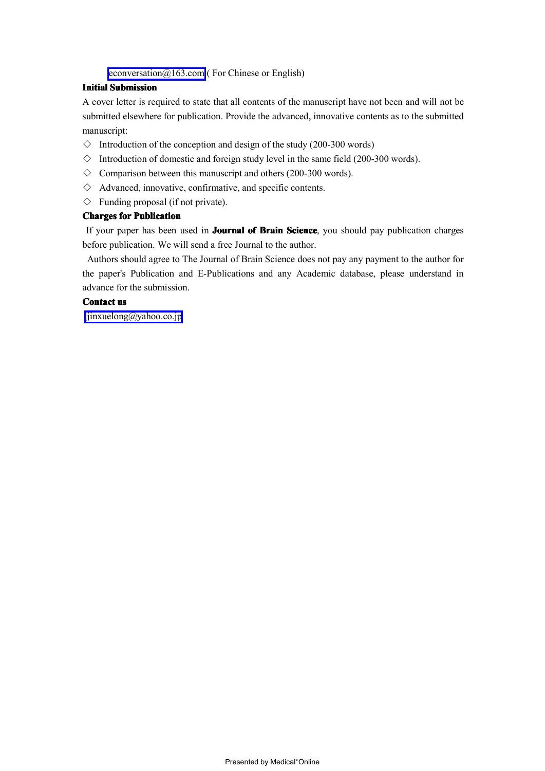econversation@163.com ( For Chinese or English)

**Initial Submission**

A cover letter is required to state that all contents of the manuscript have not been and will not be submitted elsewhere for publication. Provide the advanced, innovative contents as to the submitted manuscript:

- ◇ Introduction of the conception and design of the study (200-300 words)
- ◇ Introduction of domestic and foreign study level in the same field (200-300 words).
- ◇ Comparison between this manuscript and others (200-300 words).
- ◇ Advanced, innovative, confirmative, and specific contents.
- ◇ Funding proposal (if not private).

**Charges for Publication**

If your paper has been used in **Journal of Brain Science**, you should pay publication charges before publication. We will send a free Journal to the author.

Authors should agree to The Journal of Brain Science does not pay any payment to the author for the paper's Publication and E-Publications and any Academic database, please understand in advance for the submission.

**Contact us**

jinxuelong@yahoo.co.jp